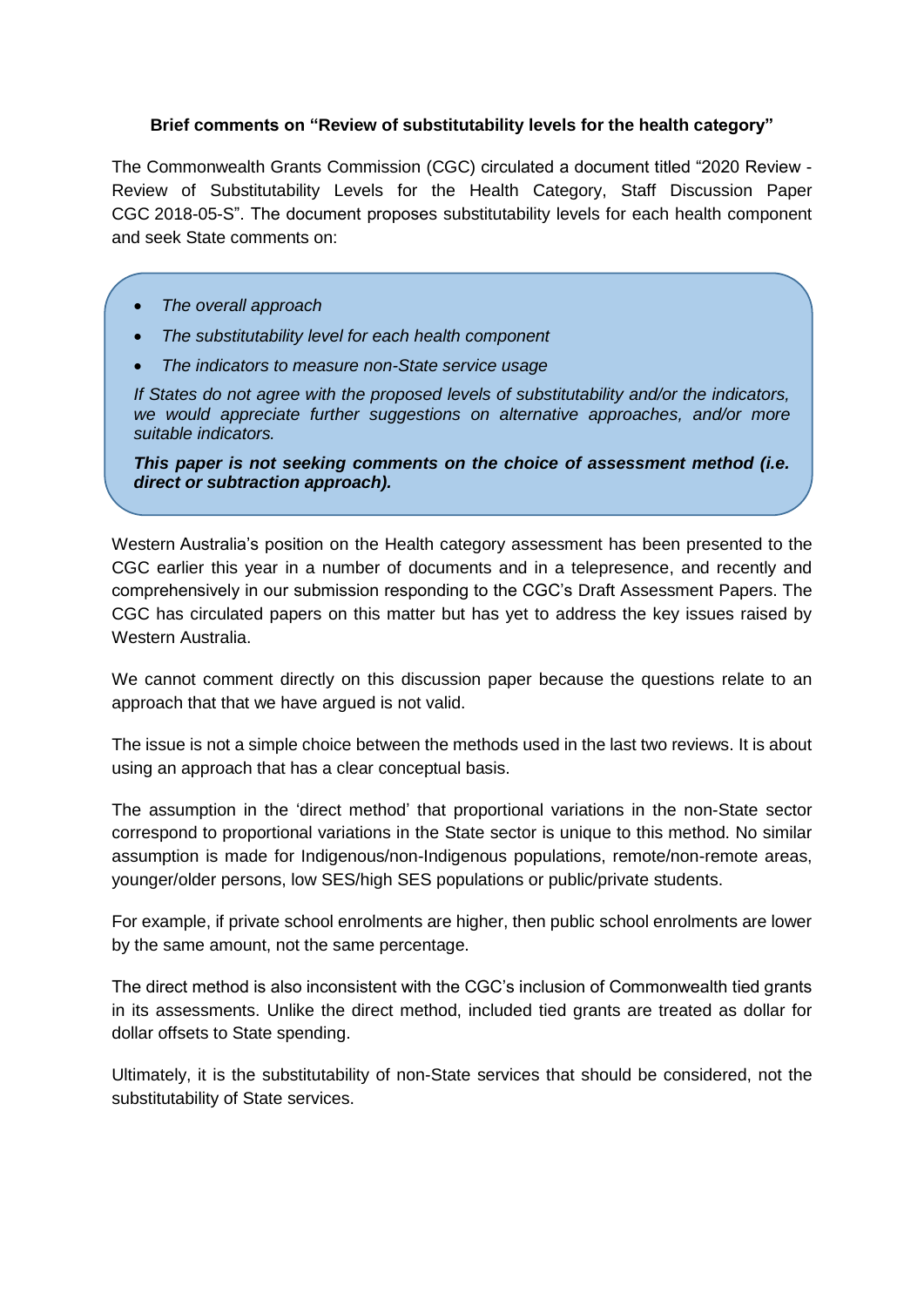**Brief comments on "Review of substitutability levels for the health category"**

The Commonwealth Grants Commission (CGC) circulated a document titled "2020 Review - Review of Substitutability Levels for the Health Category, Staff Discussion Paper CGC 2018-05-S". The document proposes substitutability levels for each health component and seek State comments on:

> - *The overall approach*
> - *The substitutability level for each health component*
> - *The indicators to measure non-State service usage*
>
> *If States do not agree with the proposed levels of substitutability and/or the indicators, we would appreciate further suggestions on alternative approaches, and/or more suitable indicators.*
>
> ***This paper is not seeking comments on the choice of assessment method (i.e. direct or subtraction approach).***

Western Australia's position on the Health category assessment has been presented to the CGC earlier this year in a number of documents and in a telepresence, and recently and comprehensively in our submission responding to the CGC's Draft Assessment Papers. The CGC has circulated papers on this matter but has yet to address the key issues raised by Western Australia.

We cannot comment directly on this discussion paper because the questions relate to an approach that that we have argued is not valid.

The issue is not a simple choice between the methods used in the last two reviews. It is about using an approach that has a clear conceptual basis.

The assumption in the 'direct method' that proportional variations in the non-State sector correspond to proportional variations in the State sector is unique to this method. No similar assumption is made for Indigenous/non-Indigenous populations, remote/non-remote areas, younger/older persons, low SES/high SES populations or public/private students.

For example, if private school enrolments are higher, then public school enrolments are lower by the same amount, not the same percentage.

The direct method is also inconsistent with the CGC's inclusion of Commonwealth tied grants in its assessments. Unlike the direct method, included tied grants are treated as dollar for dollar offsets to State spending.

Ultimately, it is the substitutability of non-State services that should be considered, not the substitutability of State services.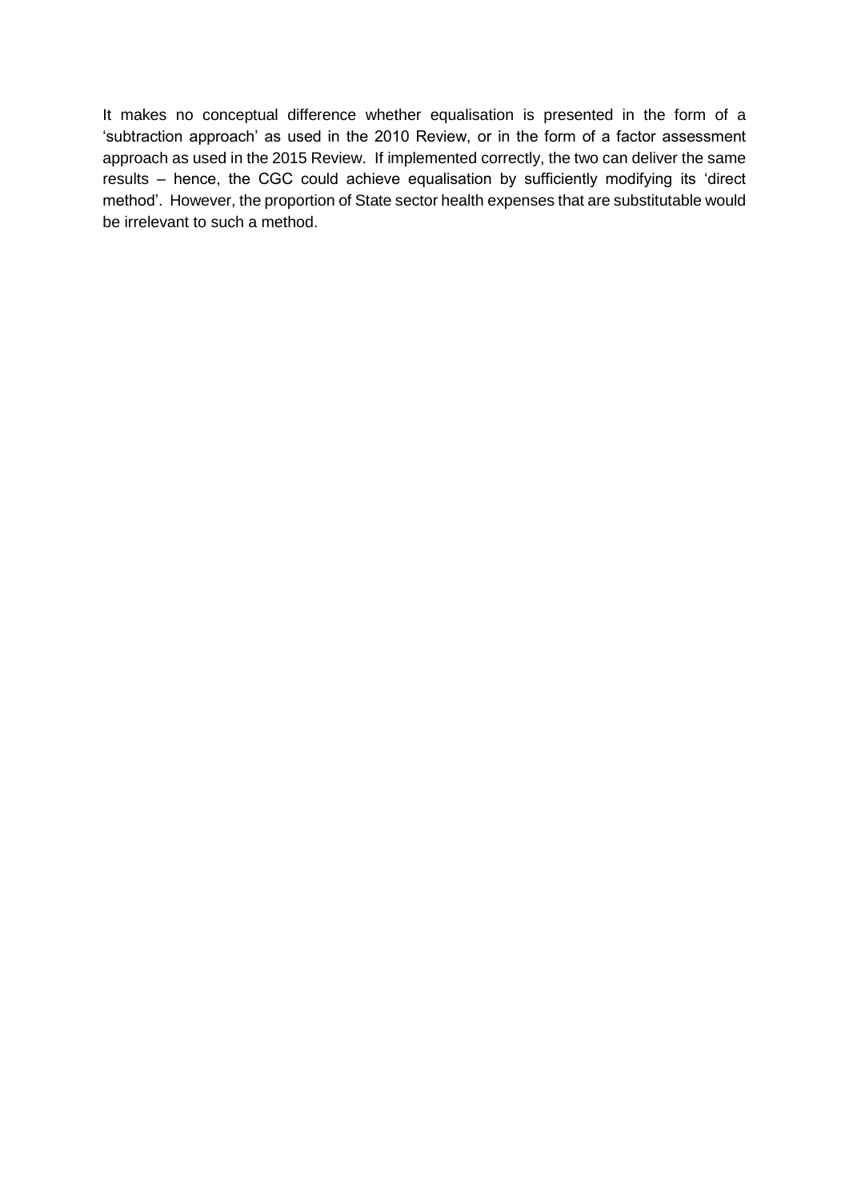It makes no conceptual difference whether equalisation is presented in the form of a 'subtraction approach' as used in the 2010 Review, or in the form of a factor assessment approach as used in the 2015 Review. If implemented correctly, the two can deliver the same results – hence, the CGC could achieve equalisation by sufficiently modifying its 'direct method'. However, the proportion of State sector health expenses that are substitutable would be irrelevant to such a method.